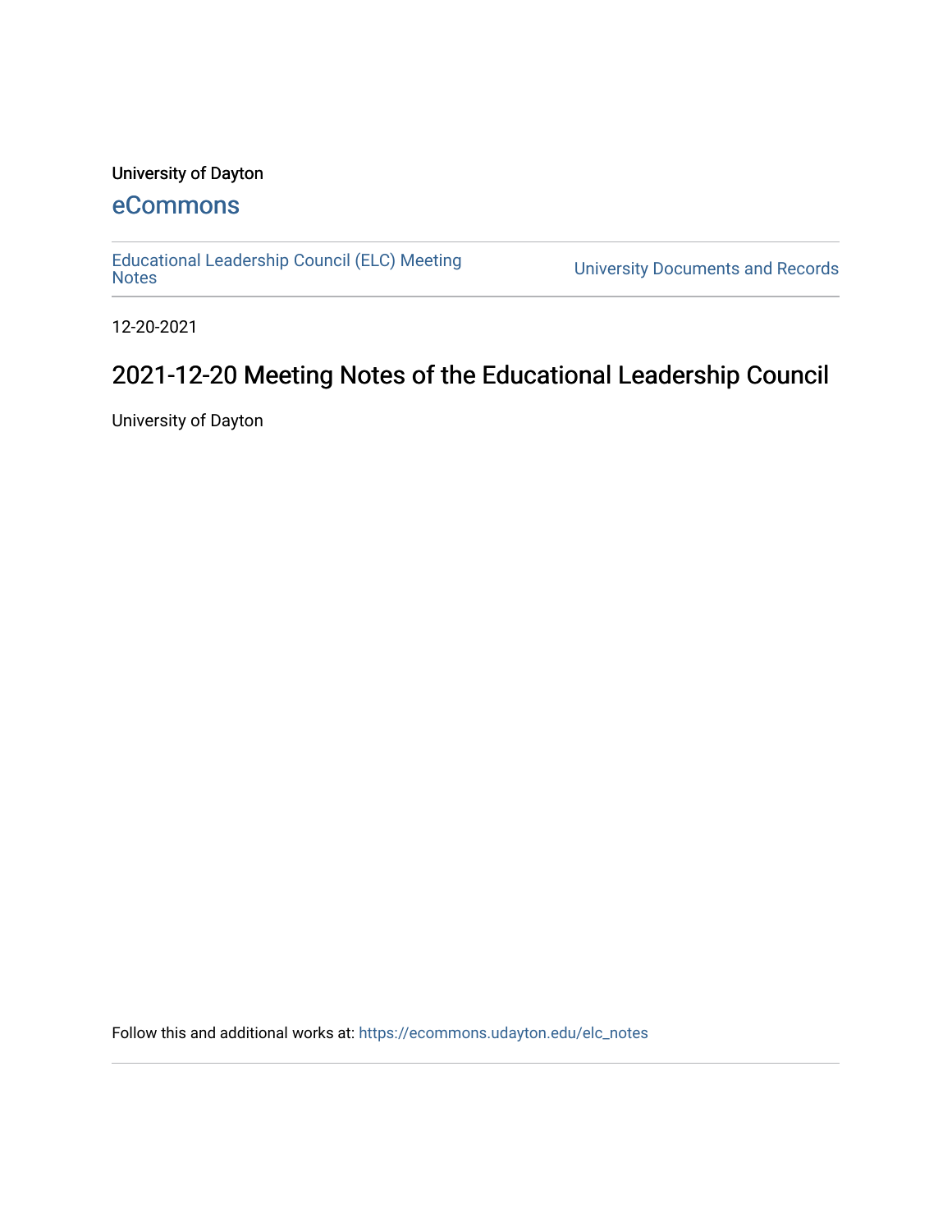University of Dayton

eCommons

Educational Leadership Council (ELC) Meeting Notes

University Documents and Records

12-20-2021

# 2021-12-20 Meeting Notes of the Educational Leadership Council

University of Dayton

Follow this and additional works at: https://ecommons.udayton.edu/elc_notes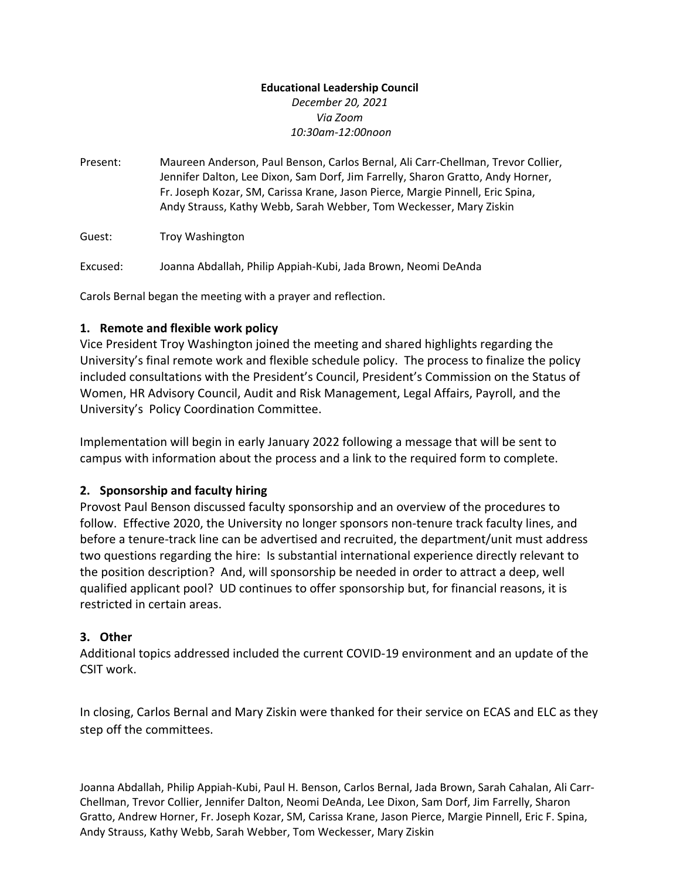**Educational Leadership Council**

*December 20, 2021*

*Via Zoom*

*10:30am-12:00noon*

Present: Maureen Anderson, Paul Benson, Carlos Bernal, Ali Carr-Chellman, Trevor Collier, Jennifer Dalton, Lee Dixon, Sam Dorf, Jim Farrelly, Sharon Gratto, Andy Horner, Fr. Joseph Kozar, SM, Carissa Krane, Jason Pierce, Margie Pinnell, Eric Spina, Andy Strauss, Kathy Webb, Sarah Webber, Tom Weckesser, Mary Ziskin

Guest: Troy Washington

Excused: Joanna Abdallah, Philip Appiah-Kubi, Jada Brown, Neomi DeAnda

Carols Bernal began the meeting with a prayer and reflection.

## 1. Remote and flexible work policy

Vice President Troy Washington joined the meeting and shared highlights regarding the University's final remote work and flexible schedule policy. The process to finalize the policy included consultations with the President's Council, President's Commission on the Status of Women, HR Advisory Council, Audit and Risk Management, Legal Affairs, Payroll, and the University's Policy Coordination Committee.

Implementation will begin in early January 2022 following a message that will be sent to campus with information about the process and a link to the required form to complete.

## 2. Sponsorship and faculty hiring

Provost Paul Benson discussed faculty sponsorship and an overview of the procedures to follow. Effective 2020, the University no longer sponsors non-tenure track faculty lines, and before a tenure-track line can be advertised and recruited, the department/unit must address two questions regarding the hire: Is substantial international experience directly relevant to the position description? And, will sponsorship be needed in order to attract a deep, well qualified applicant pool? UD continues to offer sponsorship but, for financial reasons, it is restricted in certain areas.

## 3. Other

Additional topics addressed included the current COVID-19 environment and an update of the CSIT work.

In closing, Carlos Bernal and Mary Ziskin were thanked for their service on ECAS and ELC as they step off the committees.

Joanna Abdallah, Philip Appiah-Kubi, Paul H. Benson, Carlos Bernal, Jada Brown, Sarah Cahalan, Ali Carr-Chellman, Trevor Collier, Jennifer Dalton, Neomi DeAnda, Lee Dixon, Sam Dorf, Jim Farrelly, Sharon Gratto, Andrew Horner, Fr. Joseph Kozar, SM, Carissa Krane, Jason Pierce, Margie Pinnell, Eric F. Spina, Andy Strauss, Kathy Webb, Sarah Webber, Tom Weckesser, Mary Ziskin